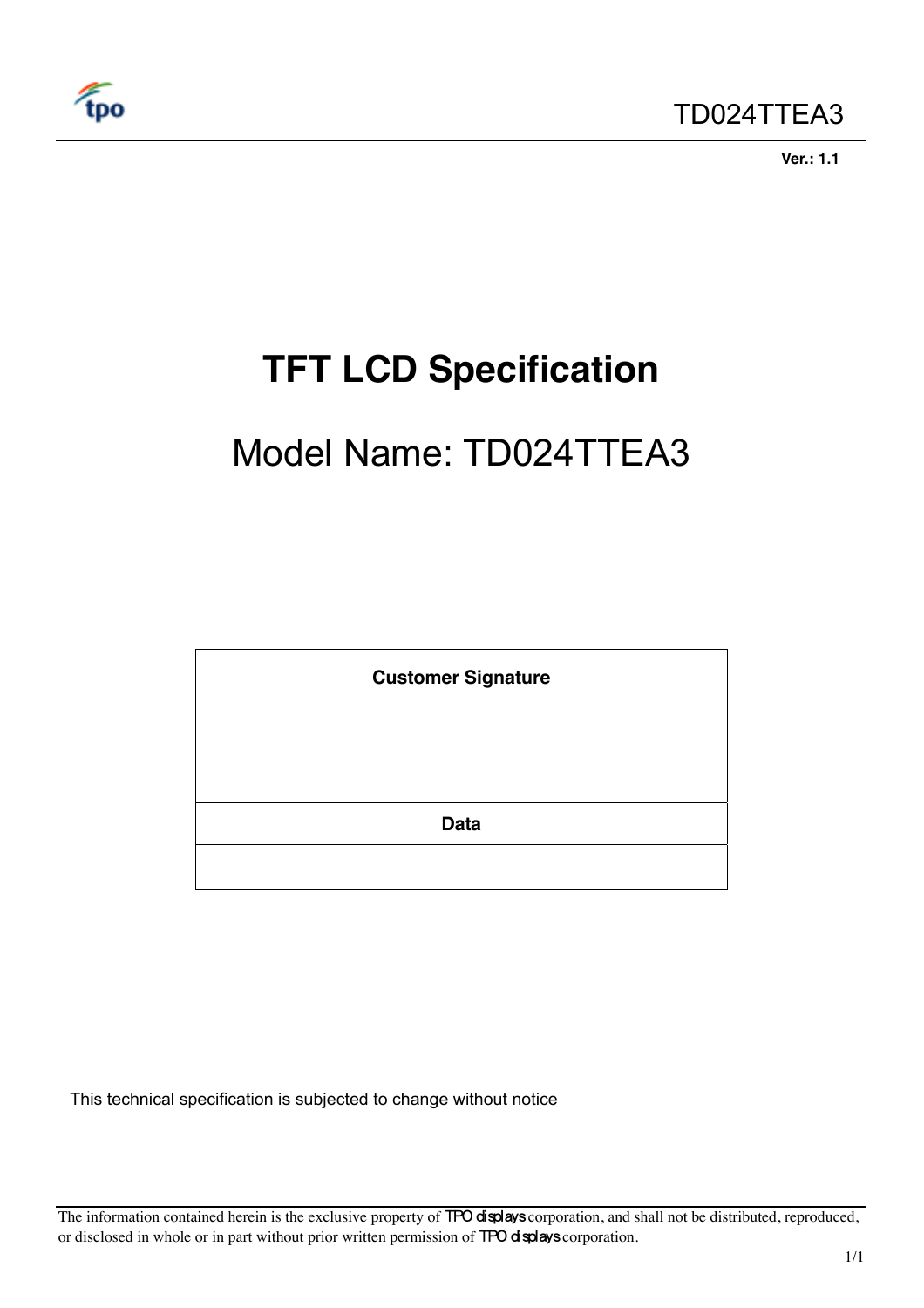Ver.: 1.1

# TFT LCD Specification

## Model Name: TD024TTEA3

| Customer Signature |
| --- |
| |
| **Data** |
| |

This technical specification is subjected to change without notice

The information contained herein is the exclusive property of TPO displays corporation, and shall not be distributed, reproduced, or disclosed in whole or in part without prior written permission of TPO displays corporation.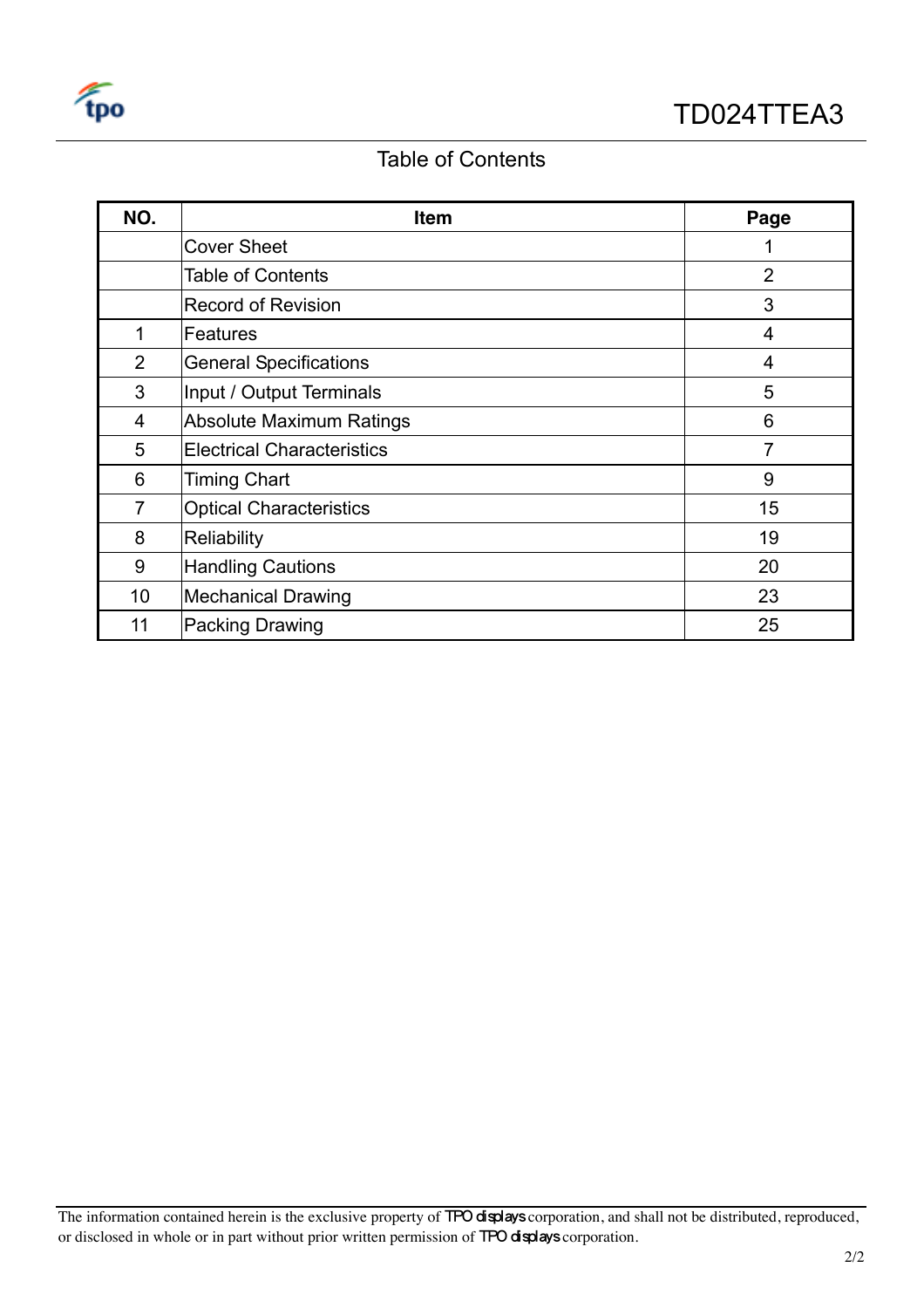# Table of Contents

| NO. | Item | Page |
|---|---|---|
| | Cover Sheet | 1 |
| | Table of Contents | 2 |
| | Record of Revision | 3 |
| 1 | Features | 4 |
| 2 | General Specifications | 4 |
| 3 | Input / Output Terminals | 5 |
| 4 | Absolute Maximum Ratings | 6 |
| 5 | Electrical Characteristics | 7 |
| 6 | Timing Chart | 9 |
| 7 | Optical Characteristics | 15 |
| 8 | Reliability | 19 |
| 9 | Handling Cautions | 20 |
| 10 | Mechanical Drawing | 23 |
| 11 | Packing Drawing | 25 |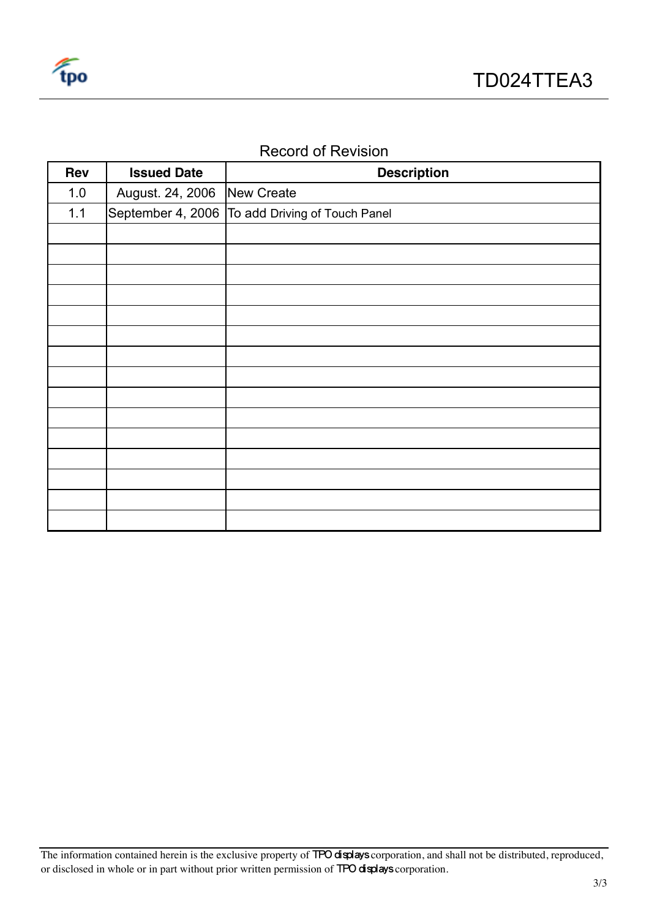## Record of Revision

| Rev | Issued Date | Description |
|---|---|---|
| 1.0 | August. 24, 2006 | New Create |
| 1.1 | September 4, 2006 | To add Driving of Touch Panel |
| | | |
| | | |
| | | |
| | | |
| | | |
| | | |
| | | |
| | | |
| | | |
| | | |
| | | |
| | | |
| | | |
| | | |
| | | |

The information contained herein is the exclusive property of TPO displays corporation, and shall not be distributed, reproduced, or disclosed in whole or in part without prior written permission of TPO displays corporation.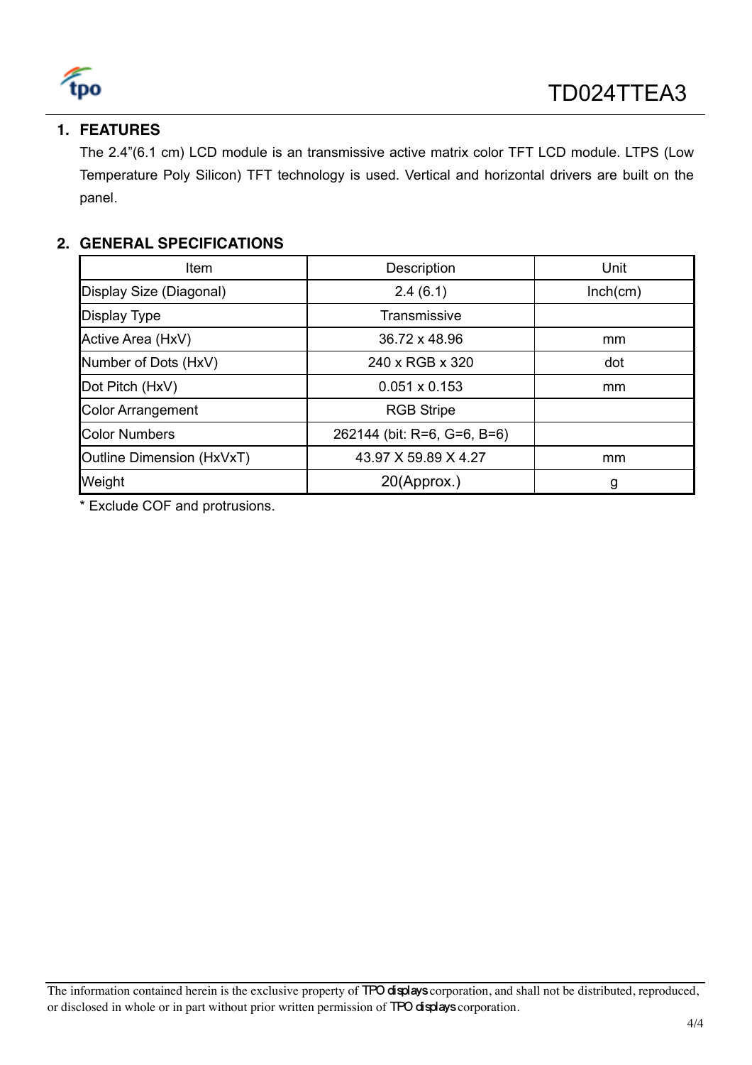## 1. FEATURES

The 2.4"(6.1 cm) LCD module is an transmissive active matrix color TFT LCD module. LTPS (Low Temperature Poly Silicon) TFT technology is used. Vertical and horizontal drivers are built on the panel.

## 2. GENERAL SPECIFICATIONS

| Item | Description | Unit |
|---|---|---|
| Display Size (Diagonal) | 2.4 (6.1) | Inch(cm) |
| Display Type | Transmissive | |
| Active Area (HxV) | 36.72 x 48.96 | mm |
| Number of Dots (HxV) | 240 x RGB x 320 | dot |
| Dot Pitch (HxV) | 0.051 x 0.153 | mm |
| Color Arrangement | RGB Stripe | |
| Color Numbers | 262144 (bit: R=6, G=6, B=6) | |
| Outline Dimension (HxVxT) | 43.97 X 59.89 X 4.27 | mm |
| Weight | 20(Approx.) | g |

* Exclude COF and protrusions.

The information contained herein is the exclusive property of TPO displays corporation, and shall not be distributed, reproduced, or disclosed in whole or in part without prior written permission of TPO displays corporation.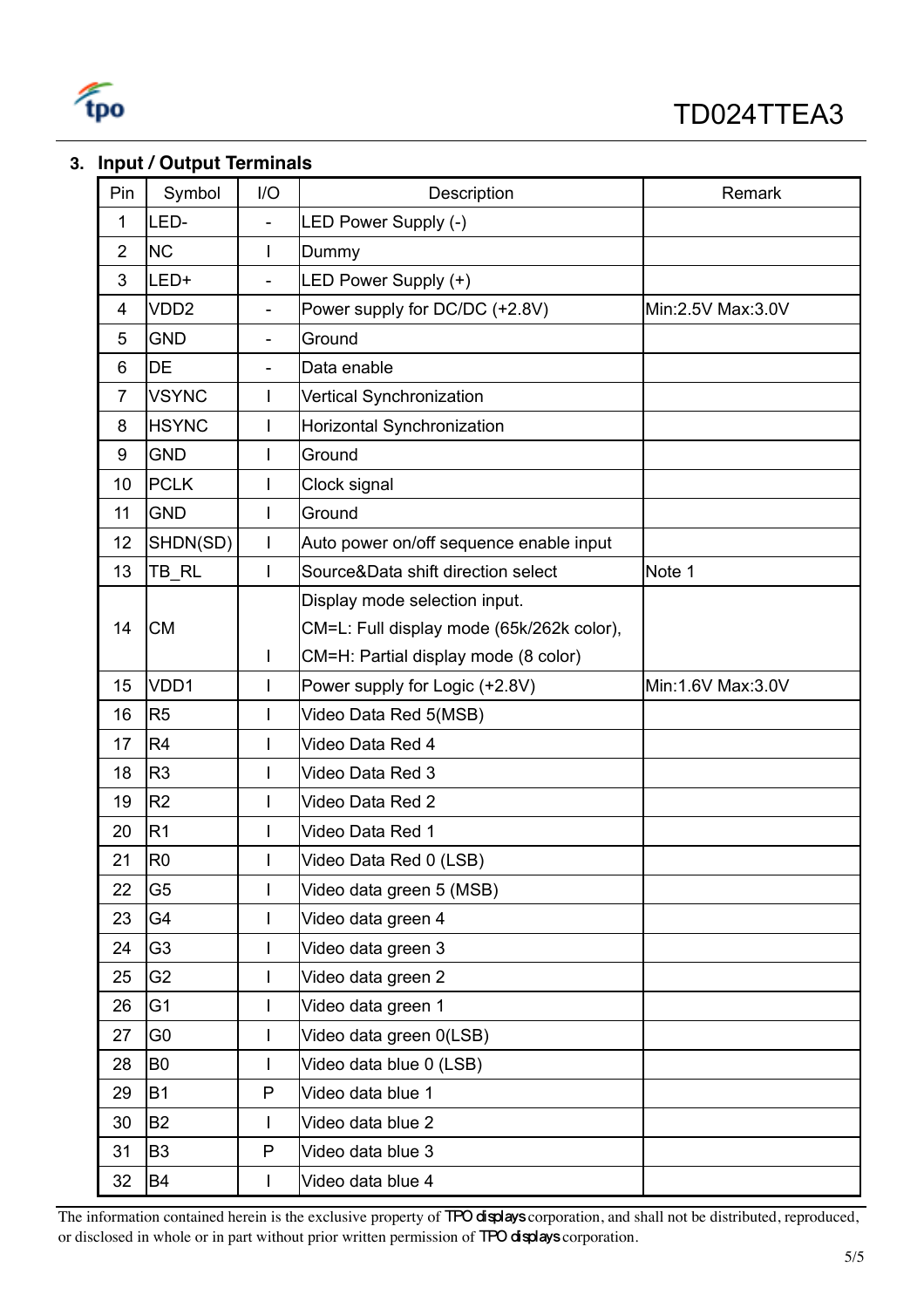## 3. Input / Output Terminals

| Pin | Symbol | I/O | Description | Remark |
|---|---|---|---|---|
| 1 | LED- | - | LED Power Supply (-) | |
| 2 | NC | I | Dummy | |
| 3 | LED+ | - | LED Power Supply (+) | |
| 4 | VDD2 | - | Power supply for DC/DC (+2.8V) | Min:2.5V Max:3.0V |
| 5 | GND | - | Ground | |
| 6 | DE | - | Data enable | |
| 7 | VSYNC | I | Vertical Synchronization | |
| 8 | HSYNC | I | Horizontal Synchronization | |
| 9 | GND | I | Ground | |
| 10 | PCLK | I | Clock signal | |
| 11 | GND | I | Ground | |
| 12 | SHDN(SD) | I | Auto power on/off sequence enable input | |
| 13 | TB_RL | I | Source&Data shift direction select | Note 1 |
| 14 | CM | I | Display mode selection input.<br>CM=L: Full display mode (65k/262k color),<br>CM=H: Partial display mode (8 color) | |
| 15 | VDD1 | I | Power supply for Logic (+2.8V) | Min:1.6V Max:3.0V |
| 16 | R5 | I | Video Data Red 5(MSB) | |
| 17 | R4 | I | Video Data Red 4 | |
| 18 | R3 | I | Video Data Red 3 | |
| 19 | R2 | I | Video Data Red 2 | |
| 20 | R1 | I | Video Data Red 1 | |
| 21 | R0 | I | Video Data Red 0 (LSB) | |
| 22 | G5 | I | Video data green 5 (MSB) | |
| 23 | G4 | I | Video data green 4 | |
| 24 | G3 | I | Video data green 3 | |
| 25 | G2 | I | Video data green 2 | |
| 26 | G1 | I | Video data green 1 | |
| 27 | G0 | I | Video data green 0(LSB) | |
| 28 | B0 | I | Video data blue 0 (LSB) | |
| 29 | B1 | P | Video data blue 1 | |
| 30 | B2 | I | Video data blue 2 | |
| 31 | B3 | P | Video data blue 3 | |
| 32 | B4 | I | Video data blue 4 | |

The information contained herein is the exclusive property of TPO displays corporation, and shall not be distributed, reproduced, or disclosed in whole or in part without prior written permission of TPO displays corporation.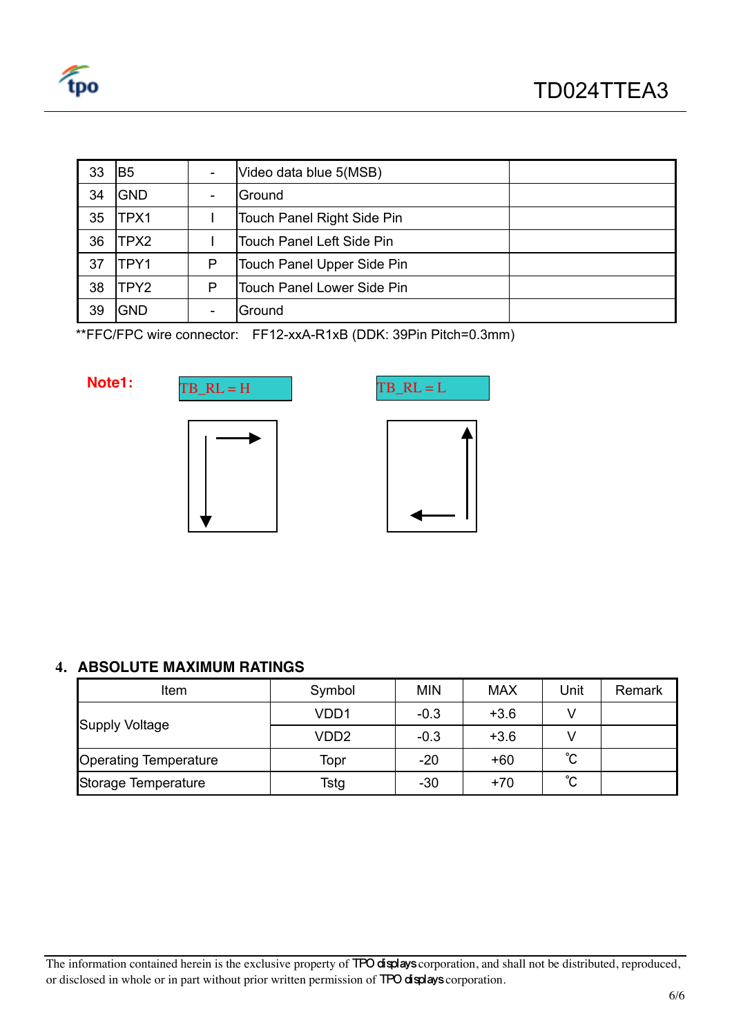| 33 | B5 | - | Video data blue 5(MSB) | |
|---|---|---|---|---|
| 34 | GND | - | Ground | |
| 35 | TPX1 | I | Touch Panel Right Side Pin | |
| 36 | TPX2 | I | Touch Panel Left Side Pin | |
| 37 | TPY1 | P | Touch Panel Upper Side Pin | |
| 38 | TPY2 | P | Touch Panel Lower Side Pin | |
| 39 | GND | - | Ground | |

**FFC/FPC wire connector: FF12-xxA-R1xB (DDK: 39Pin Pitch=0.3mm)

**Note1:**

TB_RL = H

TB_RL = L

## 4. ABSOLUTE MAXIMUM RATINGS

| Item | Symbol | MIN | MAX | Unit | Remark |
|---|---|---|---|---|---|
| Supply Voltage | VDD1 | -0.3 | +3.6 | V | |
| | VDD2 | -0.3 | +3.6 | V | |
| Operating Temperature | Topr | -20 | +60 | ℃ | |
| Storage Temperature | Tstg | -30 | +70 | ℃ | |

The information contained herein is the exclusive property of TPO displays corporation, and shall not be distributed, reproduced, or disclosed in whole or in part without prior written permission of TPO displays corporation.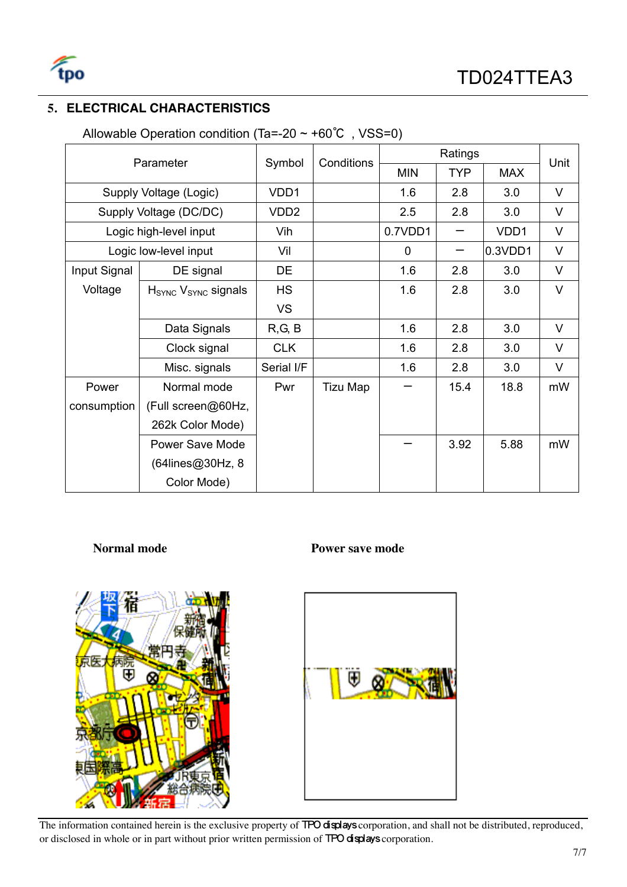## 5. ELECTRICAL CHARACTERISTICS

Allowable Operation condition (Ta=-20 ~ +60℃ , VSS=0)

| Parameter | | Symbol | Conditions | Ratings | | | Unit |
|---|---|---|---|---|---|---|---|
| | | | | MIN | TYP | MAX | |
| Supply Voltage (Logic) | | VDD1 | | 1.6 | 2.8 | 3.0 | V |
| Supply Voltage (DC/DC) | | VDD2 | | 2.5 | 2.8 | 3.0 | V |
| Logic high-level input | | Vih | | 0.7VDD1 | − | VDD1 | V |
| Logic low-level input | | Vil | | 0 | − | 0.3VDD1 | V |
| Input Signal Voltage | DE signal | DE | | 1.6 | 2.8 | 3.0 | V |
| | $H_{SYNC}$ $V_{SYNC}$ signals | HS VS | | 1.6 | 2.8 | 3.0 | V |
| | Data Signals | R,G, B | | 1.6 | 2.8 | 3.0 | V |
| | Clock signal | CLK | | 1.6 | 2.8 | 3.0 | V |
| | Misc. signals | Serial I/F | | 1.6 | 2.8 | 3.0 | V |
| Power consumption | Normal mode (Full screen@60Hz, 262k Color Mode) | Pwr | Tizu Map | − | 15.4 | 18.8 | mW |
| | Power Save Mode (64lines@30Hz, 8 Color Mode) | | | − | 3.92 | 5.88 | mW |

**Normal mode**

**Power save mode**

The information contained herein is the exclusive property of TPO displays corporation, and shall not be distributed, reproduced, or disclosed in whole or in part without prior written permission of TPO displays corporation.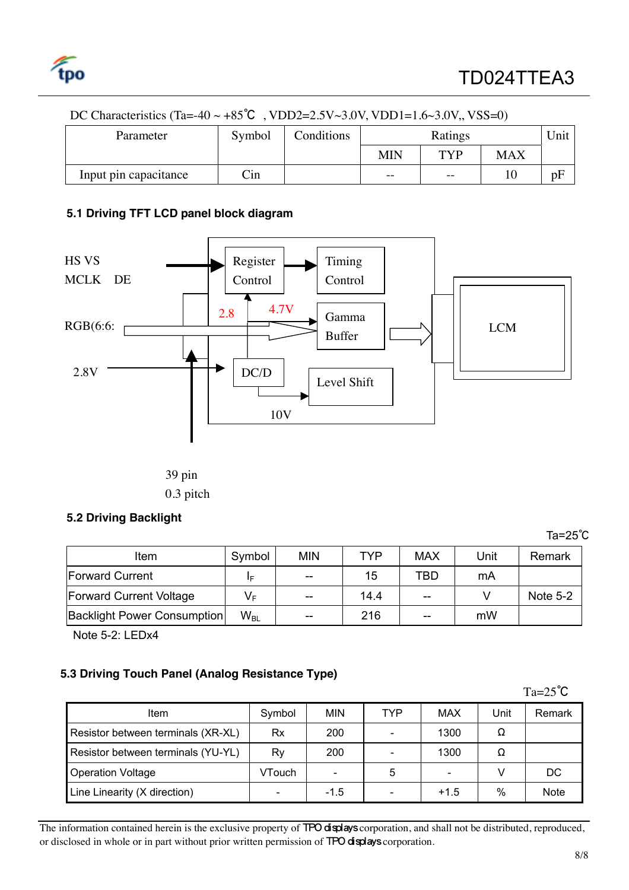DC Characteristics (Ta=-40 ~ +85℃ , VDD2=2.5V~3.0V, VDD1=1.6~3.0V,, VSS=0)

| Parameter | Symbol | Conditions | Ratings | | | Unit |
|---|---|---|---|---|---|---|
| | | | MIN | TYP | MAX | |
| Input pin capacitance | Cin | | -- | -- | 10 | pF |

### 5.1 Driving TFT LCD panel block diagram

HS VS

MCLK DE

RGB(6:6:

2.8V

Register Control

Timing Control

2.8

4.7V

Gamma Buffer

DC/D

Level Shift

10V

LCM

39 pin

0.3 pitch

### 5.2 Driving Backlight

Ta=25℃

| Item | Symbol | MIN | TYP | MAX | Unit | Remark |
|---|---|---|---|---|---|---|
| Forward Current | $I_F$ | -- | 15 | TBD | mA | |
| Forward Current Voltage | $V_F$ | -- | 14.4 | -- | V | Note 5-2 |
| Backlight Power Consumption | $W_{BL}$ | -- | 216 | -- | mW | |

Note 5-2: LEDx4

### 5.3 Driving Touch Panel (Analog Resistance Type)

Ta=25℃

| Item | Symbol | MIN | TYP | MAX | Unit | Remark |
|---|---|---|---|---|---|---|
| Resistor between terminals (XR-XL) | Rx | 200 | - | 1300 | Ω | |
| Resistor between terminals (YU-YL) | Ry | 200 | - | 1300 | Ω | |
| Operation Voltage | VTouch | - | 5 | - | V | DC |
| Line Linearity (X direction) | - | -1.5 | - | +1.5 | % | Note |

The information contained herein is the exclusive property of TPO displays corporation, and shall not be distributed, reproduced, or disclosed in whole or in part without prior written permission of TPO displays corporation.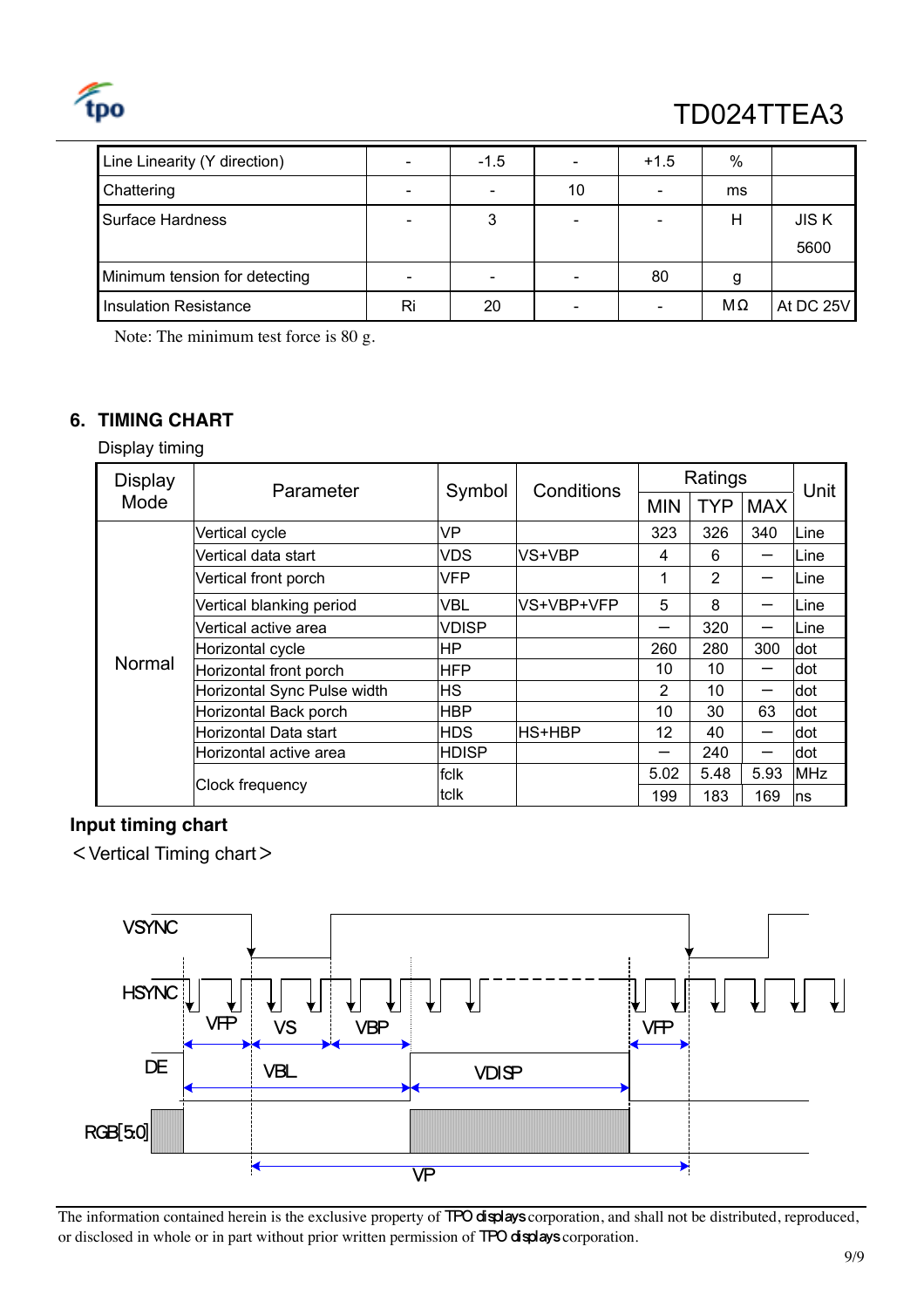| Line Linearity (Y direction) | - | -1.5 | - | +1.5 | % | |
|---|---|---|---|---|---|---|
| Chattering | - | - | 10 | - | ms | |
| Surface Hardness | - | 3 | - | - | H | JIS K 5600 |
| Minimum tension for detecting | - | - | - | 80 | g | |
| Insulation Resistance | Ri | 20 | - | - | MΩ | At DC 25V |

Note: The minimum test force is 80 g.

## 6. TIMING CHART

Display timing

| Display Mode | Parameter | Symbol | Conditions | Ratings | | | Unit |
|---|---|---|---|---|---|---|---|
| | | | | MIN | TYP | MAX | |
| Normal | Vertical cycle | VP | | 323 | 326 | 340 | Line |
| | Vertical data start | VDS | VS+VBP | 4 | 6 | — | Line |
| | Vertical front porch | VFP | | 1 | 2 | — | Line |
| | Vertical blanking period | VBL | VS+VBP+VFP | 5 | 8 | — | Line |
| | Vertical active area | VDISP | | — | 320 | — | Line |
| | Horizontal cycle | HP | | 260 | 280 | 300 | dot |
| | Horizontal front porch | HFP | | 10 | 10 | — | dot |
| | Horizontal Sync Pulse width | HS | | 2 | 10 | — | dot |
| | Horizontal Back porch | HBP | | 10 | 30 | 63 | dot |
| | Horizontal Data start | HDS | HS+HBP | 12 | 40 | — | dot |
| | Horizontal active area | HDISP | | — | 240 | — | dot |
| | Clock frequency | fclk | | 5.02 | 5.48 | 5.93 | MHz |
| | | tclk | | 199 | 183 | 169 | ns |

### Input timing chart

＜Vertical Timing chart＞

VSYNC

HSYNC

VFP VS VBP VFP

DE

VBL VDISP

RGB[5:0]

VP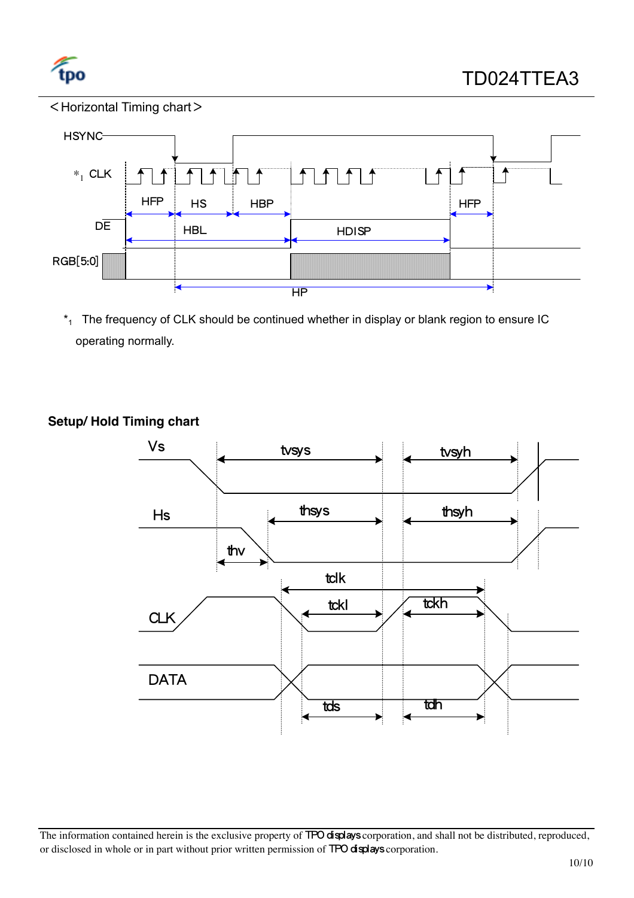＜Horizontal Timing chart＞

HSYNC

*1 CLK

HFP HS HBP HFP

DE HBL HDISP

RGB[5:0]

HP

*1 The frequency of CLK should be continued whether in display or blank region to ensure IC operating normally.

**Setup/ Hold Timing chart**

Vs tvsys tvsyh

Hs thsys thsyh

thv

tclk

CLK tckl tckh

DATA

tds tdh

The information contained herein is the exclusive property of TPO displays corporation, and shall not be distributed, reproduced, or disclosed in whole or in part without prior written permission of TPO displays corporation.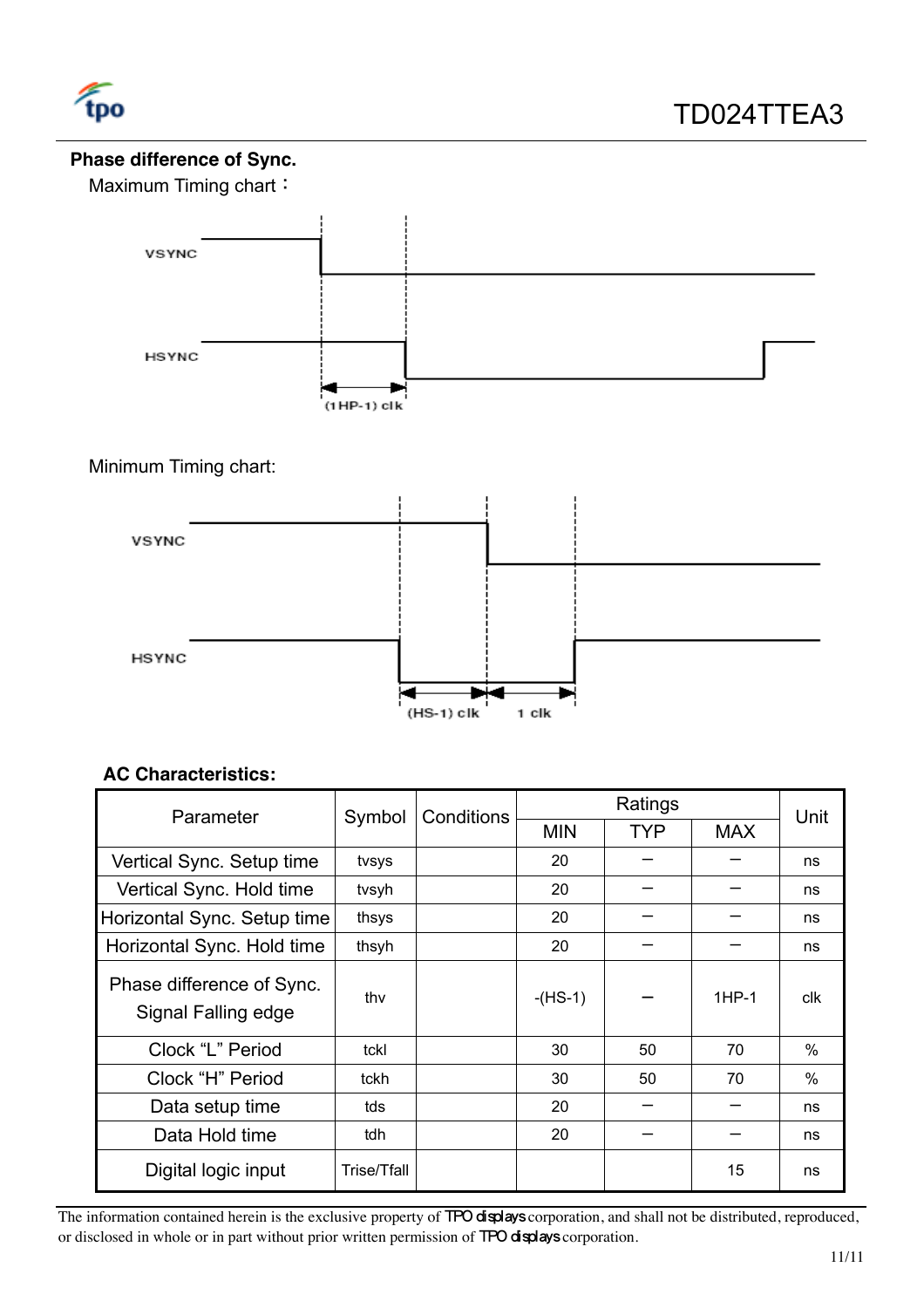**Phase difference of Sync.**

Maximum Timing chart：

VSYNC

HSYNC

(1HP-1) clk

Minimum Timing chart:

VSYNC

HSYNC

(HS-1) clk　1 clk

**AC Characteristics:**

| Parameter | Symbol | Conditions | Ratings | | | Unit |
|---|---|---|---|---|---|---|
| | | | MIN | TYP | MAX | |
| Vertical Sync. Setup time | tvsys | | 20 | – | – | ns |
| Vertical Sync. Hold time | tvsyh | | 20 | – | – | ns |
| Horizontal Sync. Setup time | thsys | | 20 | – | – | ns |
| Horizontal Sync. Hold time | thsyh | | 20 | – | – | ns |
| Phase difference of Sync. Signal Falling edge | thv | | -(HS-1) | – | 1HP-1 | clk |
| Clock "L" Period | tckl | | 30 | 50 | 70 | % |
| Clock "H" Period | tckh | | 30 | 50 | 70 | % |
| Data setup time | tds | | 20 | – | – | ns |
| Data Hold time | tdh | | 20 | – | – | ns |
| Digital logic input | Trise/Tfall | | | | 15 | ns |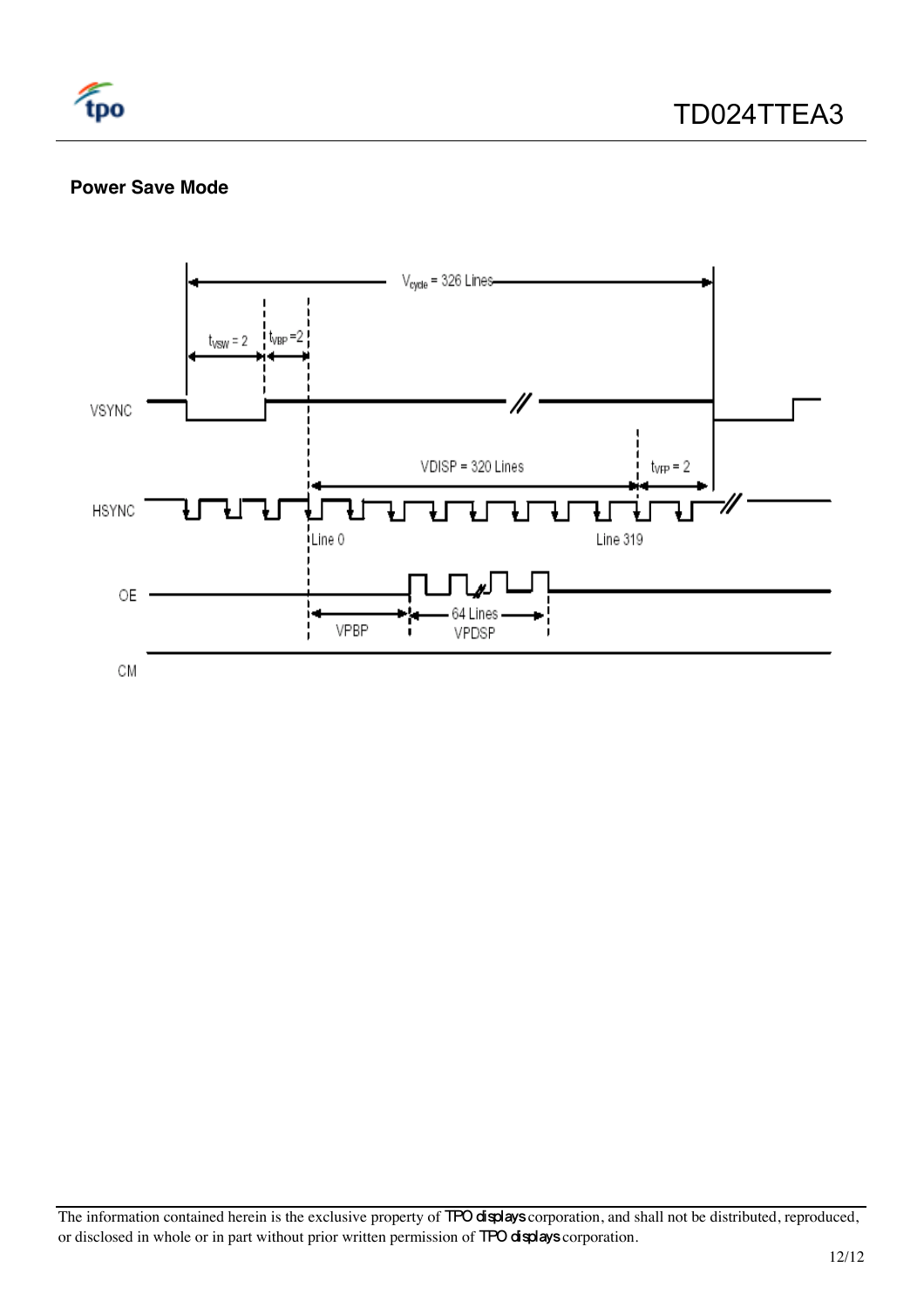## Power Save Mode

$V_{cycle}$ = 326 Lines

$t_{VSW}$ = 2 $t_{VBP}$ = 2

VSYNC

VDISP = 320 Lines $t_{VFP}$ = 2

HSYNC

Line 0 Line 319

OE

VPBP 64 Lines VPDSP

CM

The information contained herein is the exclusive property of TPO displays corporation, and shall not be distributed, reproduced, or disclosed in whole or in part without prior written permission of TPO displays corporation.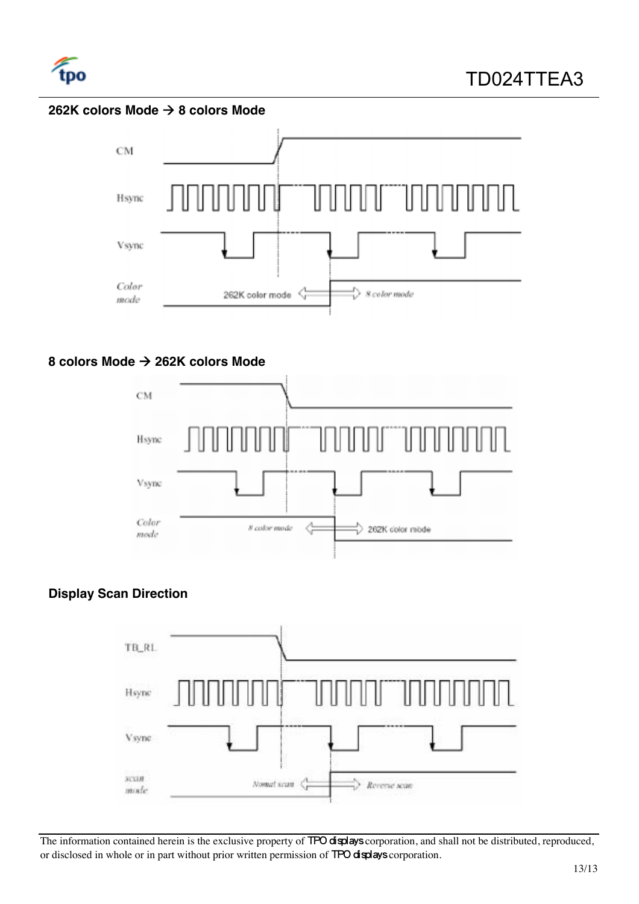### 262K colors Mode → 8 colors Mode

CM

Hsync

Vsync

Color mode

262K color mode ⇔ 8 color mode

### 8 colors Mode → 262K colors Mode

CM

Hsync

Vsync

Color mode

8 color mode ⇔ 262K color mode

### Display Scan Direction

TB_RL

Hsync

Vsync

scan mode

Normal scan ⇔ Reverse scan

The information contained herein is the exclusive property of TPO displays corporation, and shall not be distributed, reproduced, or disclosed in whole or in part without prior written permission of TPO displays corporation.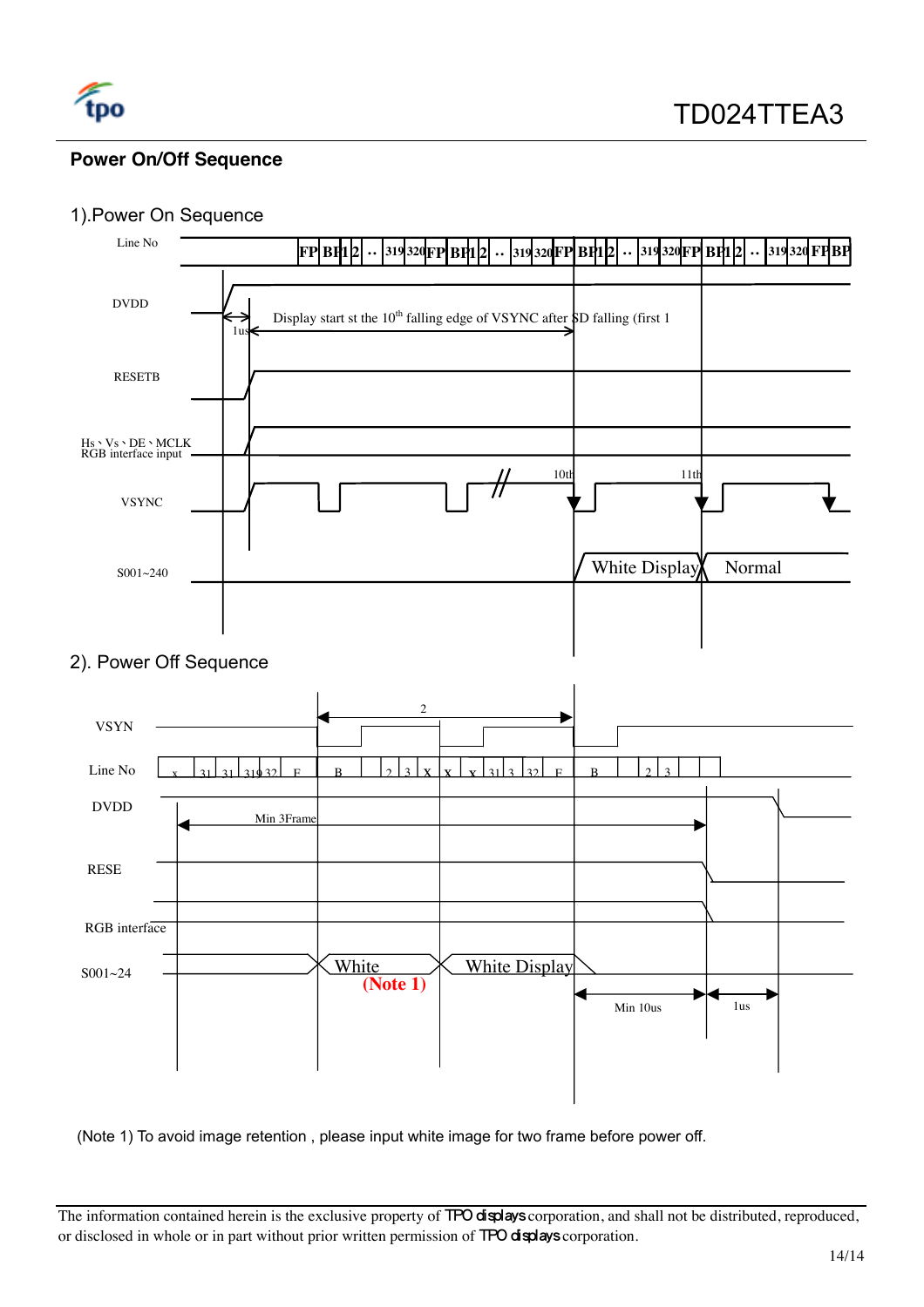## Power On/Off Sequence

### 1).Power On Sequence

Line No: FP | BP | 1 | 2 | .. | 319 | 320 | FP | BP | 1 | 2 | .. | 319 | 320 | FP | BP | 1 | 2 | .. | 319 | 320 | FP | BP | 1 | 2 | .. | 319 | 320 | FP | BP

DVDD

1us

Display start st the 10th falling edge of VSYNC after SD falling (first 1

RESETB

Hs、Vs、DE、MCLK RGB interface input

VSYNC

10th

11th

S001~240

White Display

Normal

### 2). Power Off Sequence

VSYN

2

Line No

DVDD

Min 3Frame

RESE

RGB interface

S001~24

White

**(Note 1)**

White Display

Min 10us

1us

(Note 1) To avoid image retention , please input white image for two frame before power off.

The information contained herein is the exclusive property of TPO displays corporation, and shall not be distributed, reproduced, or disclosed in whole or in part without prior written permission of TPO displays corporation.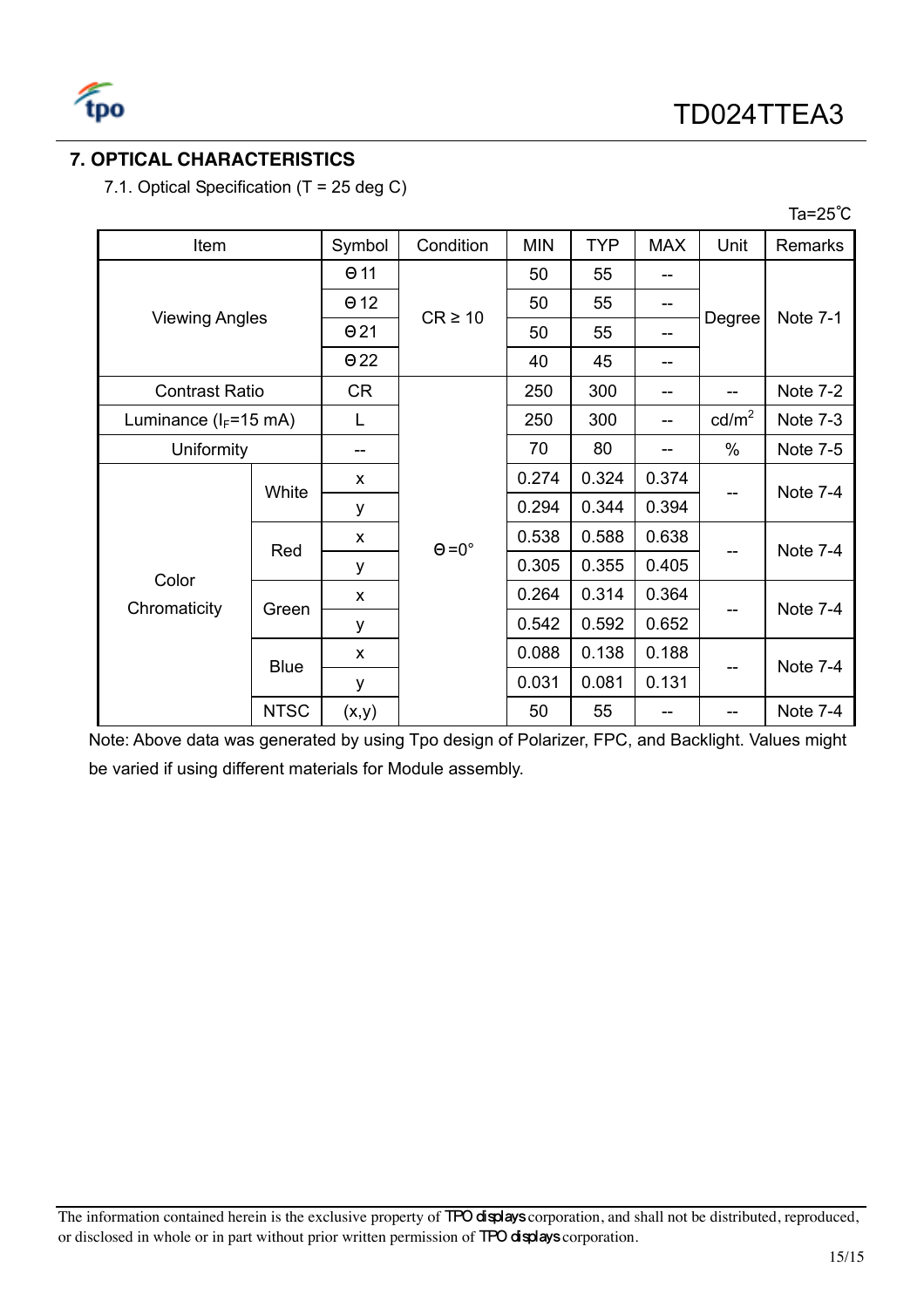## 7. OPTICAL CHARACTERISTICS

7.1. Optical Specification (T = 25 deg C)

Ta=25℃

| Item | | Symbol | Condition | MIN | TYP | MAX | Unit | Remarks |
|---|---|---|---|---|---|---|---|---|
| Viewing Angles | | Θ11 | CR ≥ 10 | 50 | 55 | -- | Degree | Note 7-1 |
| | | Θ12 | | 50 | 55 | -- | | |
| | | Θ21 | | 50 | 55 | -- | | |
| | | Θ22 | | 40 | 45 | -- | | |
| Contrast Ratio | | CR | Θ=0° | 250 | 300 | -- | -- | Note 7-2 |
| Luminance ($I_F$=15 mA) | | L | | 250 | 300 | -- | cd/m$^2$ | Note 7-3 |
| Uniformity | | -- | | 70 | 80 | -- | % | Note 7-5 |
| Color Chromaticity | White | x | | 0.274 | 0.324 | 0.374 | -- | Note 7-4 |
| | | y | | 0.294 | 0.344 | 0.394 | | |
| | Red | x | | 0.538 | 0.588 | 0.638 | -- | Note 7-4 |
| | | y | | 0.305 | 0.355 | 0.405 | | |
| | Green | x | | 0.264 | 0.314 | 0.364 | -- | Note 7-4 |
| | | y | | 0.542 | 0.592 | 0.652 | | |
| | Blue | x | | 0.088 | 0.138 | 0.188 | -- | Note 7-4 |
| | | y | | 0.031 | 0.081 | 0.131 | | |
| | NTSC | (x,y) | | 50 | 55 | -- | -- | Note 7-4 |

Note: Above data was generated by using Tpo design of Polarizer, FPC, and Backlight. Values might be varied if using different materials for Module assembly.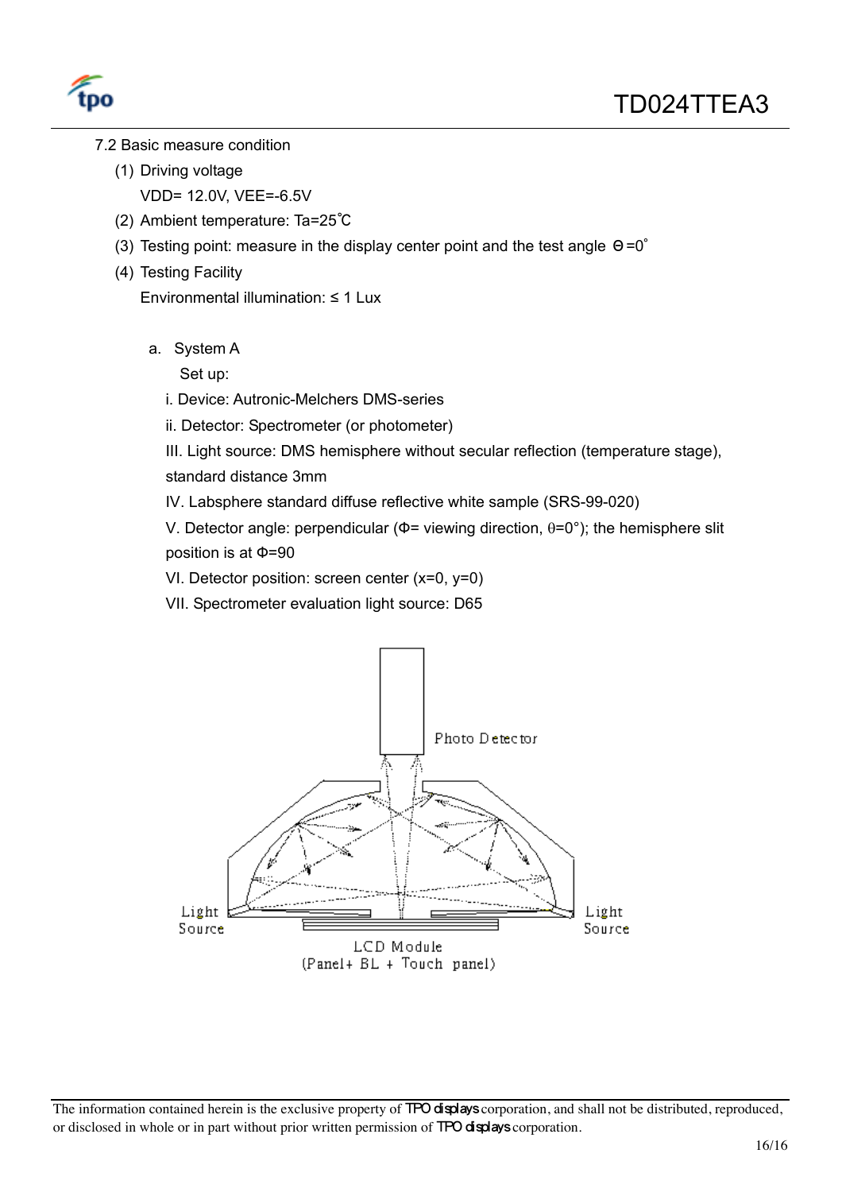7.2 Basic measure condition

(1) Driving voltage

VDD= 12.0V, VEE=-6.5V

(2) Ambient temperature: Ta=25˚C

(3) Testing point: measure in the display center point and the test angle Θ=0˚

(4) Testing Facility

Environmental illumination: ≤ 1 Lux

a. System A

Set up:

i. Device: Autronic-Melchers DMS-series

ii. Detector: Spectrometer (or photometer)

III. Light source: DMS hemisphere without secular reflection (temperature stage), standard distance 3mm

IV. Labsphere standard diffuse reflective white sample (SRS-99-020)

V. Detector angle: perpendicular (Φ= viewing direction, θ=0°); the hemisphere slit position is at Φ=90

VI. Detector position: screen center (x=0, y=0)

VII. Spectrometer evaluation light source: D65

Photo Detector

Light Source

Light Source

LCD Module (Panel+ BL + Touch panel)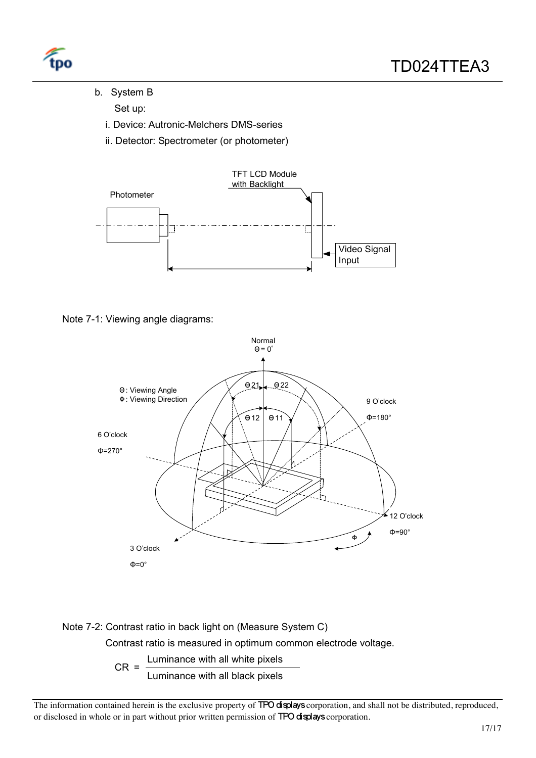b. System B

Set up:

i. Device: Autronic-Melchers DMS-series

ii. Detector: Spectrometer (or photometer)

Note 7-1: Viewing angle diagrams:

Note 7-2: Contrast ratio in back light on (Measure System C)

Contrast ratio is measured in optimum common electrode voltage.

$$CR = \frac{\text{Luminance with all white pixels}}{\text{Luminance with all black pixels}}$$

The information contained herein is the exclusive property of TPO displays corporation, and shall not be distributed, reproduced, or disclosed in whole or in part without prior written permission of TPO displays corporation.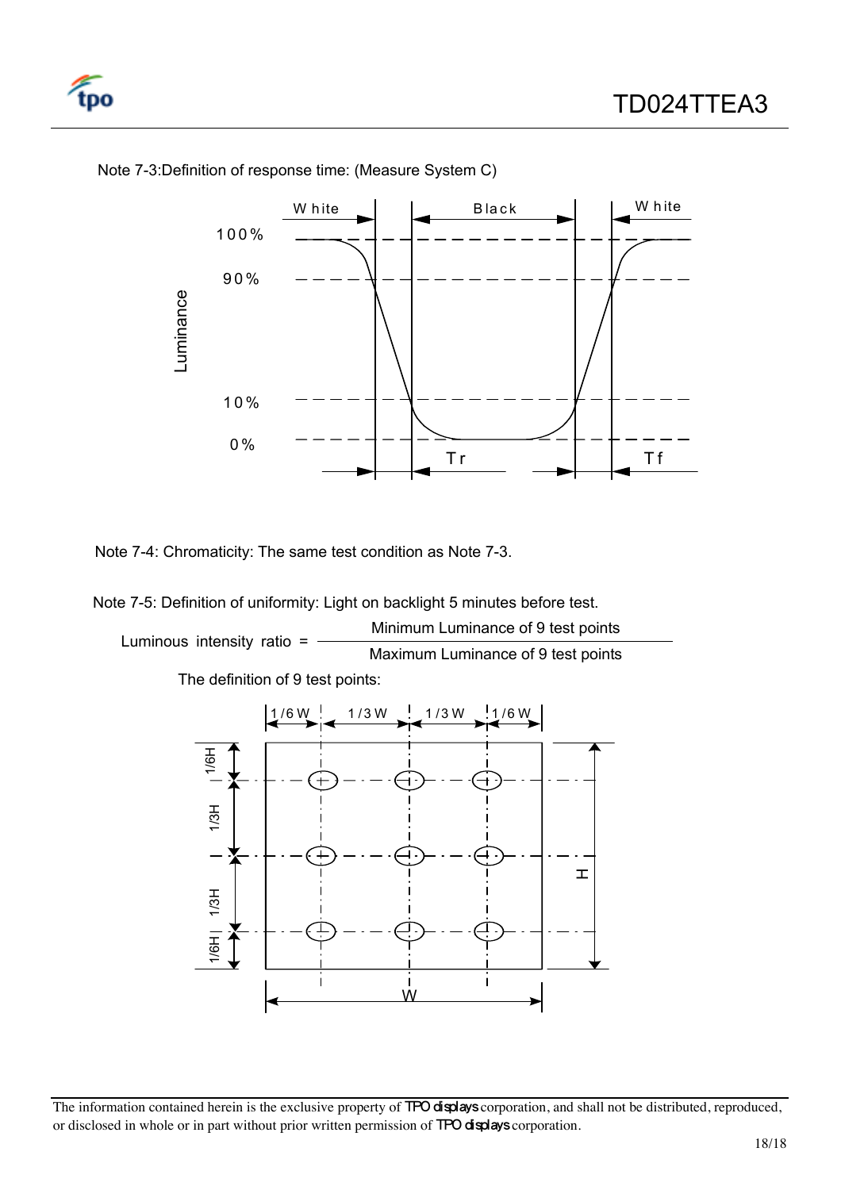Note 7-3:Definition of response time: (Measure System C)

Note 7-4: Chromaticity: The same test condition as Note 7-3.

Note 7-5: Definition of uniformity: Light on backlight 5 minutes before test.

$$\text{Luminous intensity ratio} = \frac{\text{Minimum Luminance of 9 test points}}{\text{Maximum Luminance of 9 test points}}$$

The definition of 9 test points: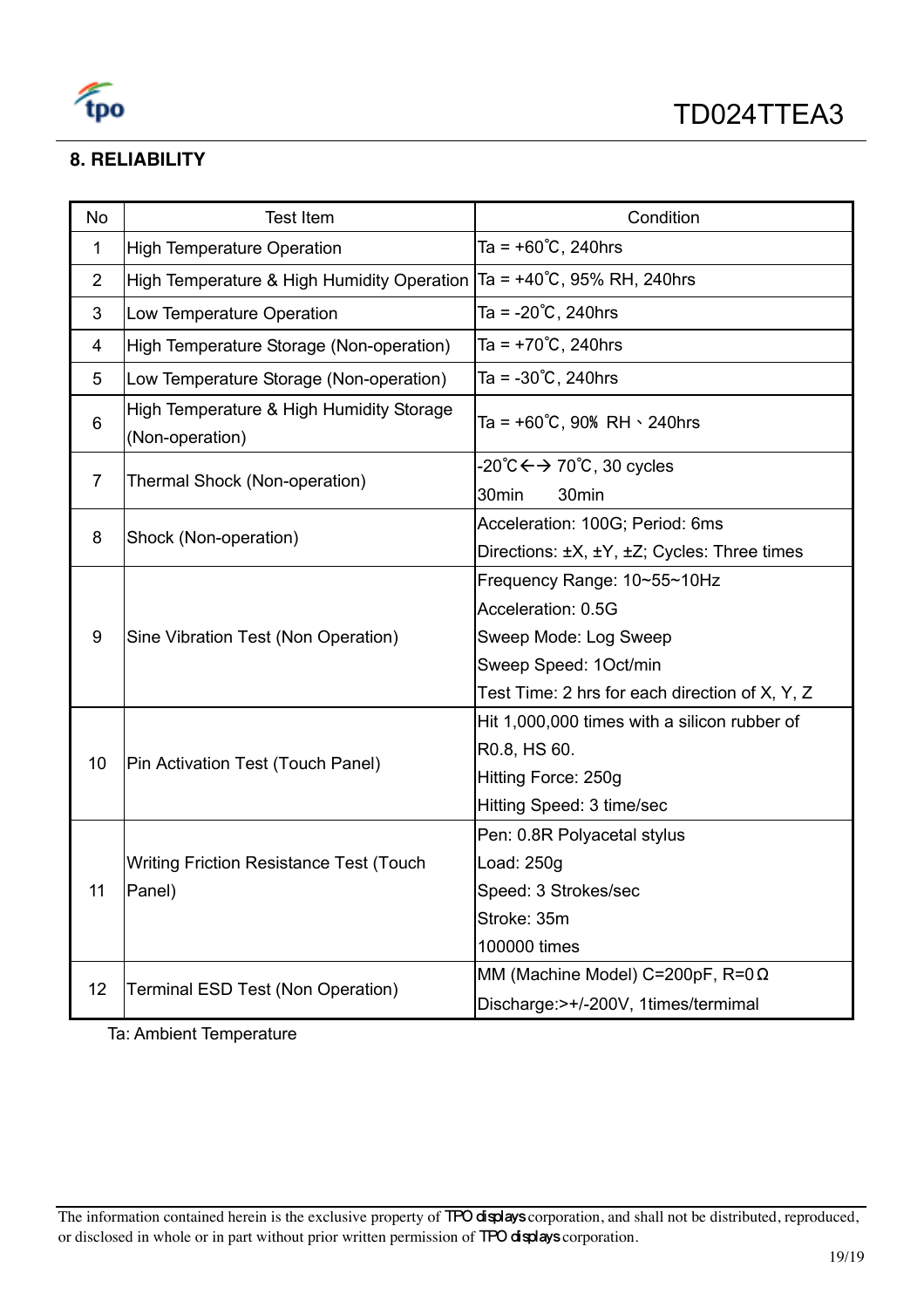## 8. RELIABILITY

| No | Test Item | Condition |
|---|---|---|
| 1 | High Temperature Operation | Ta = +60℃, 240hrs |
| 2 | High Temperature & High Humidity Operation | Ta = +40℃, 95% RH, 240hrs |
| 3 | Low Temperature Operation | Ta = -20℃, 240hrs |
| 4 | High Temperature Storage (Non-operation) | Ta = +70℃, 240hrs |
| 5 | Low Temperature Storage (Non-operation) | Ta = -30℃, 240hrs |
| 6 | High Temperature & High Humidity Storage (Non-operation) | Ta = +60℃, 90% RH、240hrs |
| 7 | Thermal Shock (Non-operation) | -20℃←→ 70℃, 30 cycles<br>30min 30min |
| 8 | Shock (Non-operation) | Acceleration: 100G; Period: 6ms<br>Directions: ±X, ±Y, ±Z; Cycles: Three times |
| 9 | Sine Vibration Test (Non Operation) | Frequency Range: 10~55~10Hz<br>Acceleration: 0.5G<br>Sweep Mode: Log Sweep<br>Sweep Speed: 1Oct/min<br>Test Time: 2 hrs for each direction of X, Y, Z |
| 10 | Pin Activation Test (Touch Panel) | Hit 1,000,000 times with a silicon rubber of R0.8, HS 60.<br>Hitting Force: 250g<br>Hitting Speed: 3 time/sec |
| 11 | Writing Friction Resistance Test (Touch Panel) | Pen: 0.8R Polyacetal stylus<br>Load: 250g<br>Speed: 3 Strokes/sec<br>Stroke: 35m<br>100000 times |
| 12 | Terminal ESD Test (Non Operation) | MM (Machine Model) C=200pF, R=0Ω<br>Discharge:>+/-200V, 1times/termimal |

Ta: Ambient Temperature

The information contained herein is the exclusive property of TPO displays corporation, and shall not be distributed, reproduced, or disclosed in whole or in part without prior written permission of TPO displays corporation.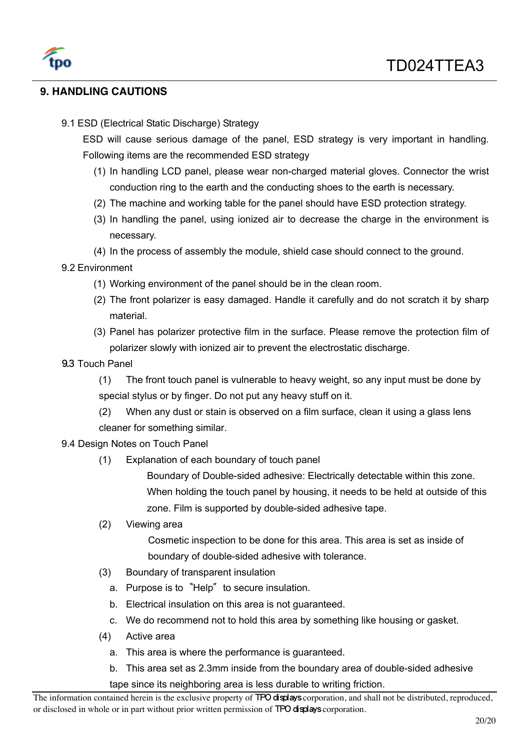## 9. HANDLING CAUTIONS

9.1 ESD (Electrical Static Discharge) Strategy

ESD will cause serious damage of the panel, ESD strategy is very important in handling. Following items are the recommended ESD strategy

1. In handling LCD panel, please wear non-charged material gloves. Connector the wrist conduction ring to the earth and the conducting shoes to the earth is necessary.
2. The machine and working table for the panel should have ESD protection strategy.
3. In handling the panel, using ionized air to decrease the charge in the environment is necessary.
4. In the process of assembly the module, shield case should connect to the ground.

9.2 Environment

1. Working environment of the panel should be in the clean room.
2. The front polarizer is easy damaged. Handle it carefully and do not scratch it by sharp material.
3. Panel has polarizer protective film in the surface. Please remove the protection film of polarizer slowly with ionized air to prevent the electrostatic discharge.

9.3 Touch Panel

(1) The front touch panel is vulnerable to heavy weight, so any input must be done by special stylus or by finger. Do not put any heavy stuff on it.

(2) When any dust or stain is observed on a film surface, clean it using a glass lens cleaner for something similar.

9.4 Design Notes on Touch Panel

(1) Explanation of each boundary of touch panel

Boundary of Double-sided adhesive: Electrically detectable within this zone. When holding the touch panel by housing, it needs to be held at outside of this zone. Film is supported by double-sided adhesive tape.

(2) Viewing area

Cosmetic inspection to be done for this area. This area is set as inside of boundary of double-sided adhesive with tolerance.

(3) Boundary of transparent insulation

a. Purpose is to "Help" to secure insulation.
b. Electrical insulation on this area is not guaranteed.
c. We do recommend not to hold this area by something like housing or gasket.

(4) Active area

a. This area is where the performance is guaranteed.
b. This area set as 2.3mm inside from the boundary area of double-sided adhesive tape since its neighboring area is less durable to writing friction.

The information contained herein is the exclusive property of TPO displays corporation, and shall not be distributed, reproduced, or disclosed in whole or in part without prior written permission of TPO displays corporation.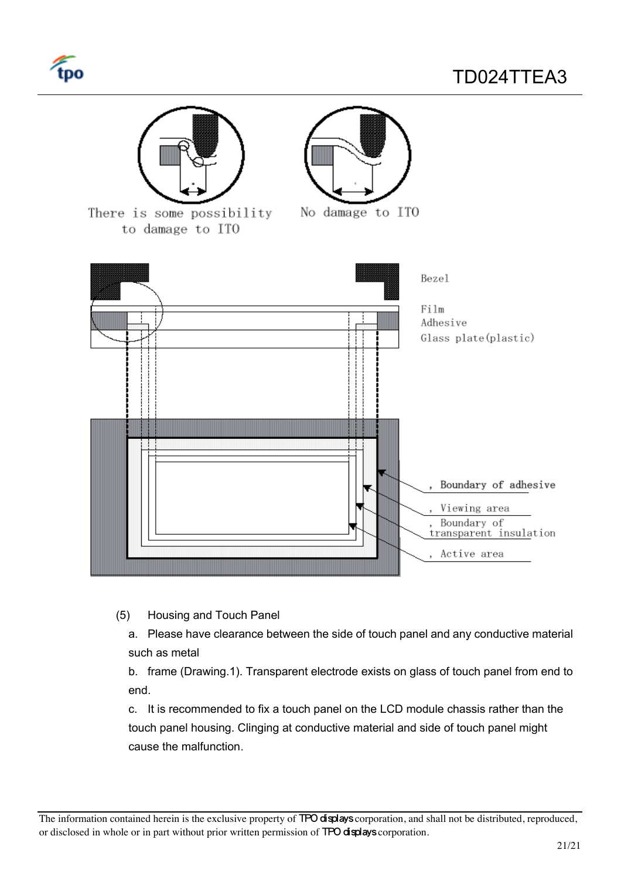There is some possibility to damage to ITO

No damage to ITO

Bezel

Film

Adhesive

Glass plate(plastic)

, Boundary of adhesive

, Viewing area

, Boundary of transparent insulation

, Active area

(5) Housing and Touch Panel

a. Please have clearance between the side of touch panel and any conductive material such as metal

b. frame (Drawing.1). Transparent electrode exists on glass of touch panel from end to end.

c. It is recommended to fix a touch panel on the LCD module chassis rather than the touch panel housing. Clinging at conductive material and side of touch panel might cause the malfunction.

The information contained herein is the exclusive property of TPO displays corporation, and shall not be distributed, reproduced, or disclosed in whole or in part without prior written permission of TPO displays corporation.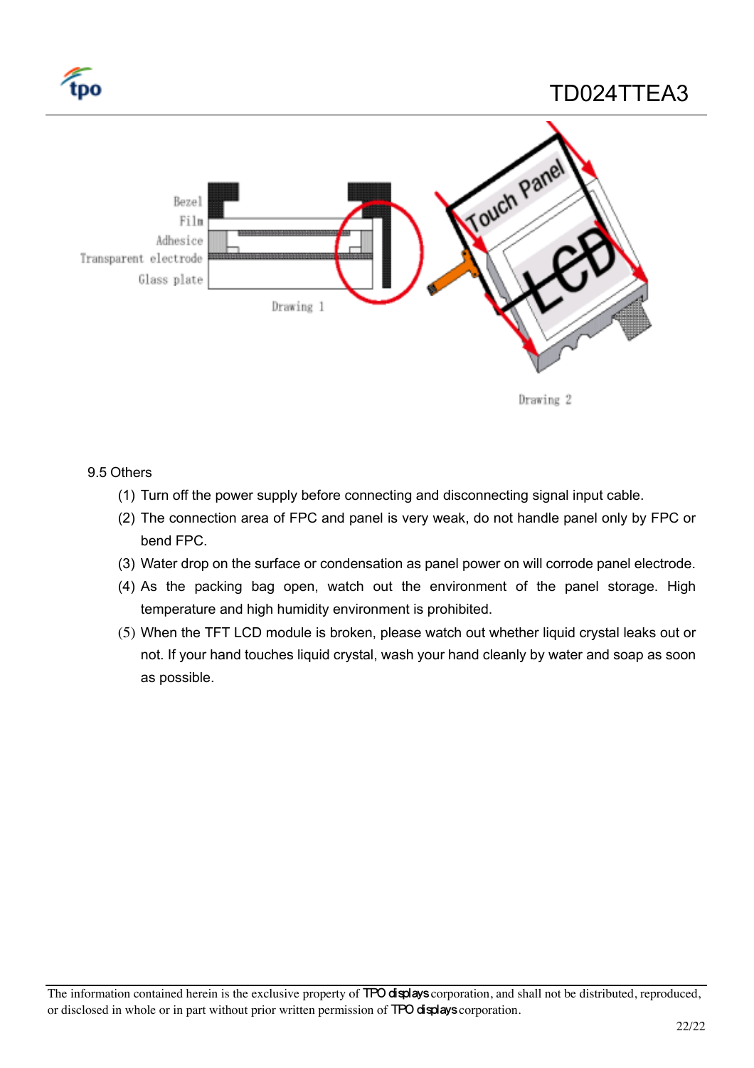Bezel

Film

Adhesice

Transparent electrode

Glass plate

Drawing 1

Drawing 2

9.5 Others

(1) Turn off the power supply before connecting and disconnecting signal input cable.

(2) The connection area of FPC and panel is very weak, do not handle panel only by FPC or bend FPC.

(3) Water drop on the surface or condensation as panel power on will corrode panel electrode.

(4) As the packing bag open, watch out the environment of the panel storage. High temperature and high humidity environment is prohibited.

(5) When the TFT LCD module is broken, please watch out whether liquid crystal leaks out or not. If your hand touches liquid crystal, wash your hand cleanly by water and soap as soon as possible.

The information contained herein is the exclusive property of TPO displays corporation, and shall not be distributed, reproduced, or disclosed in whole or in part without prior written permission of TPO displays corporation.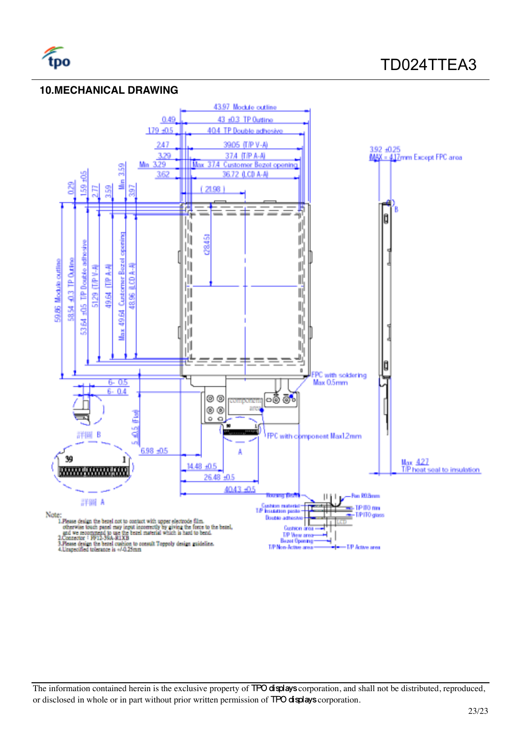## 10.MECHANICAL DRAWING

43.97 Module outline
0.49
43 ±0.3 TP Outline
1.79 ±0.5
40.4 TP Double adhesive
2.47
39.05 (T/P V-A)
3.29
37.4 (T/P A-A)
Min 3.29
Max 37.4 Customer Bezel opening
3.62
36.72 (LCD A-A)
(21.98)
(28.45)

0.29
1.59 ±0.5
2.77
3.59
Min 3.59
3.97

59.86 Module outline
58.54 ±0.3 TP Outline
53.64 ±0.5 T/P Double adhesive
51.29 (T/P V-A)
49.64 (T/P A-A)
Max 49.64 Customer Bezel opening
48.96 (LCD A-A)

3.92 ±0.25
MAX = 4.17mm Except FPC area

FPC with soldering Max 0.5mm
component area
FPC with component Max1.2mm

6- 0.5
6- 0.4
詳細 B
5 ±0.5 (Flat)
6.98 ±0.5
14.48 ±0.5
26.48 ±0.5
40.43 ±0.5
39 1
詳細 A
A
B

Max 4.27
T/P heat seal to insulation

Housing Bezel
Pen R0.8mm
Cushion material
T/P Insulation paste
Double adhesive
T/P ITO film
T/P ITO glass
LCD
Cushion area
T/P View area
Bezel Opening
T/P Non-Active area
T/P Active area

Note:
1.Please design the bezel not to contact with upper electrode film. otherwise touch panel may input incorrectly by giving the force to the bezel, and we recommend to use the bezel material which is hard to bend.
2.Connector : FF12-39A-R1XB
3.Please design the bezel cushion to consult Toppoly design guideline.
4.Unspecified tolerance is +/-0.25mm

The information contained herein is the exclusive property of TPO displays corporation, and shall not be distributed, reproduced, or disclosed in whole or in part without prior written permission of TPO displays corporation.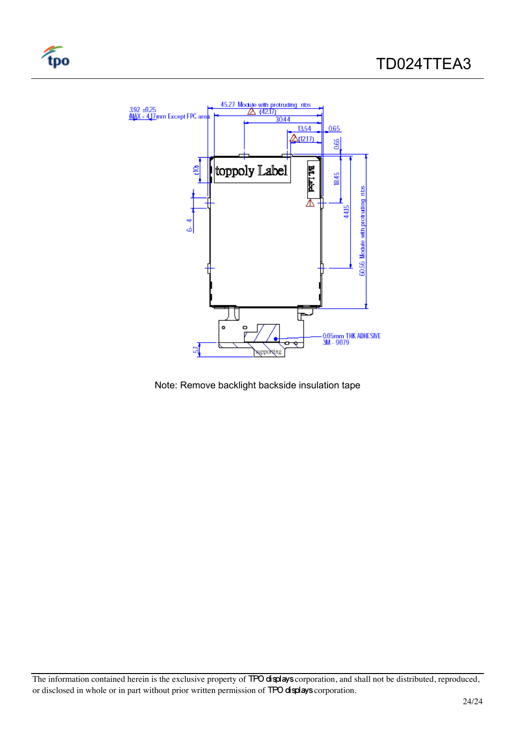3.92 ±0.25
(MAX = 4.17mm Except FPC area)

45.27 Module with protruding ribs

(42.17)

30.44

13.54

(12.17)

0.65

0.66

18.45

44.15

60.56 Module with protruding ribs

(10)

6 - 4

toppoly Label

BL Label

5.7

supporting

0.05mm THK ADHESIVE
3M - 9079

Note: Remove backlight backside insulation tape

The information contained herein is the exclusive property of TPO displays corporation, and shall not be distributed, reproduced, or disclosed in whole or in part without prior written permission of TPO displays corporation.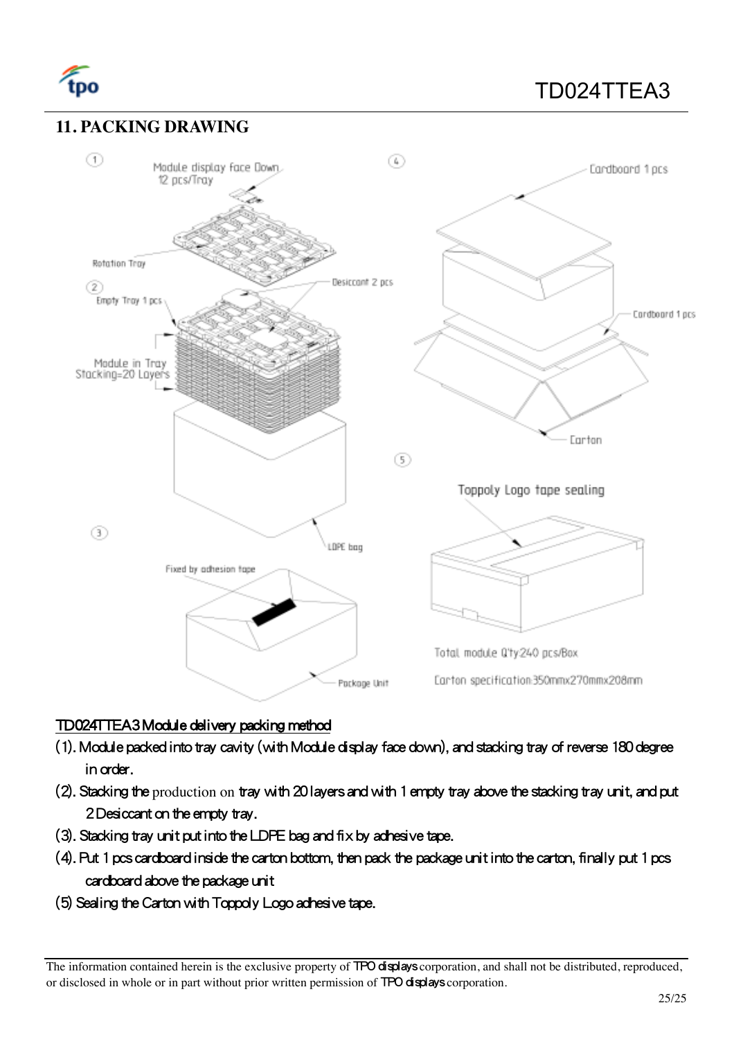## 11. PACKING DRAWING

① Module display face Down 12 pcs/Tray

Rotation Tray

② Empty Tray 1 pcs

Desiccant 2 pcs

Module in Tray Stacking=20 Layers

LDPE bag

③ Fixed by adhesion tape

Package Unit

④ Cardboard 1 pcs

Cardboard 1 pcs

Carton

⑤ Toppoly Logo tape sealing

Total module Q'ty:240 pcs/Box

Carton specification:350mmx270mmx208mm

TD024TTEA3 Module delivery packing method

(1). Module packed into tray cavity (with Module display face down), and stacking tray of reverse 180 degree in order.

(2). Stacking the production on tray with 20 layers and with 1 empty tray above the stacking tray unit, and put 2 Desiccant on the empty tray.

(3). Stacking tray unit put into the LDPE bag and fix by adhesive tape.

(4). Put 1 pcs cardboard inside the carton bottom, then pack the package unit into the carton, finally put 1 pcs cardboard above the package unit

(5) Sealing the Carton with Toppoly Logo adhesive tape.

The information contained herein is the exclusive property of TPO displays corporation, and shall not be distributed, reproduced, or disclosed in whole or in part without prior written permission of TPO displays corporation.